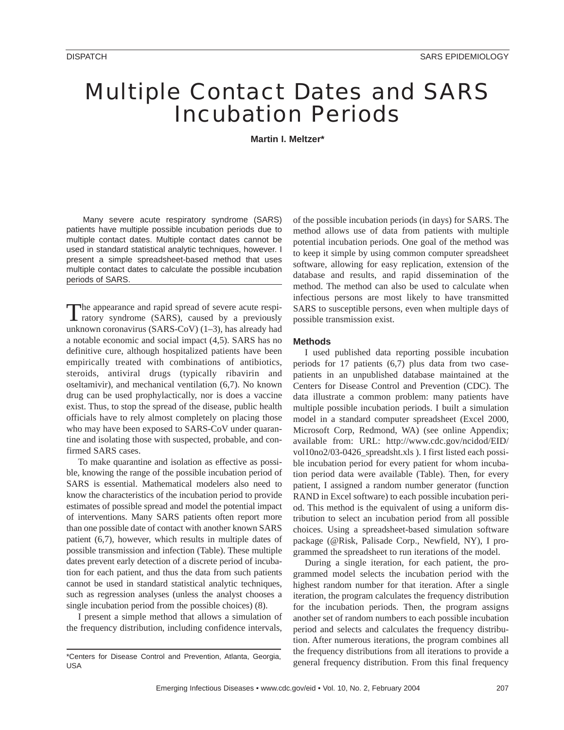# Multiple Contact Dates and SARS Incubation Periods

**Martin I. Meltzer***

Many severe acute respiratory syndrome (SARS) patients have multiple possible incubation periods due to multiple contact dates. Multiple contact dates cannot be used in standard statistical analytic techniques, however. I present a simple spreadsheet-based method that uses multiple contact dates to calculate the possible incubation periods of SARS.

The appearance and rapid spread of severe acute respiratory syndrome (SARS), caused by a previously unknown coronavirus (SARS-CoV) (1–3), has already had a notable economic and social impact (4,5). SARS has no definitive cure, although hospitalized patients have been empirically treated with combinations of antibiotics, steroids, antiviral drugs (typically ribavirin and oseltamivir), and mechanical ventilation (6,7). No known drug can be used prophylactically, nor is does a vaccine exist. Thus, to stop the spread of the disease, public health officials have to rely almost completely on placing those who may have been exposed to SARS-CoV under quarantine and isolating those with suspected, probable, and confirmed SARS cases.

To make quarantine and isolation as effective as possible, knowing the range of the possible incubation period of SARS is essential. Mathematical modelers also need to know the characteristics of the incubation period to provide estimates of possible spread and model the potential impact of interventions. Many SARS patients often report more than one possible date of contact with another known SARS patient (6,7), however, which results in multiple dates of possible transmission and infection (Table). These multiple dates prevent early detection of a discrete period of incubation for each patient, and thus the data from such patients cannot be used in standard statistical analytic techniques, such as regression analyses (unless the analyst chooses a single incubation period from the possible choices) (8).

I present a simple method that allows a simulation of the frequency distribution, including confidence intervals, of the possible incubation periods (in days) for SARS. The method allows use of data from patients with multiple potential incubation periods. One goal of the method was to keep it simple by using common computer spreadsheet software, allowing for easy replication, extension of the database and results, and rapid dissemination of the method. The method can also be used to calculate when infectious persons are most likely to have transmitted SARS to susceptible persons, even when multiple days of possible transmission exist.

*Centers for Disease Control and Prevention, Atlanta, Georgia, USA

## Methods

I used published data reporting possible incubation periods for 17 patients (6,7) plus data from two case-patients in an unpublished database maintained at the Centers for Disease Control and Prevention (CDC). The data illustrate a common problem: many patients have multiple possible incubation periods. I built a simulation model in a standard computer spreadsheet (Excel 2000, Microsoft Corp, Redmond, WA) (see online Appendix; available from: URL: http://www.cdc.gov/ncidod/EID/vol10no2/03-0426_spreadsht.xls ). I first listed each possible incubation period for every patient for whom incubation period data were available (Table). Then, for every patient, I assigned a random number generator (function RAND in Excel software) to each possible incubation period. This method is the equivalent of using a uniform distribution to select an incubation period from all possible choices. Using a spreadsheet-based simulation software package (@Risk, Palisade Corp., Newfield, NY), I programmed the spreadsheet to run iterations of the model.

During a single iteration, for each patient, the programmed model selects the incubation period with the highest random number for that iteration. After a single iteration, the program calculates the frequency distribution for the incubation periods. Then, the program assigns another set of random numbers to each possible incubation period and selects and calculates the frequency distribution. After numerous iterations, the program combines all the frequency distributions from all iterations to provide a general frequency distribution. From this final frequency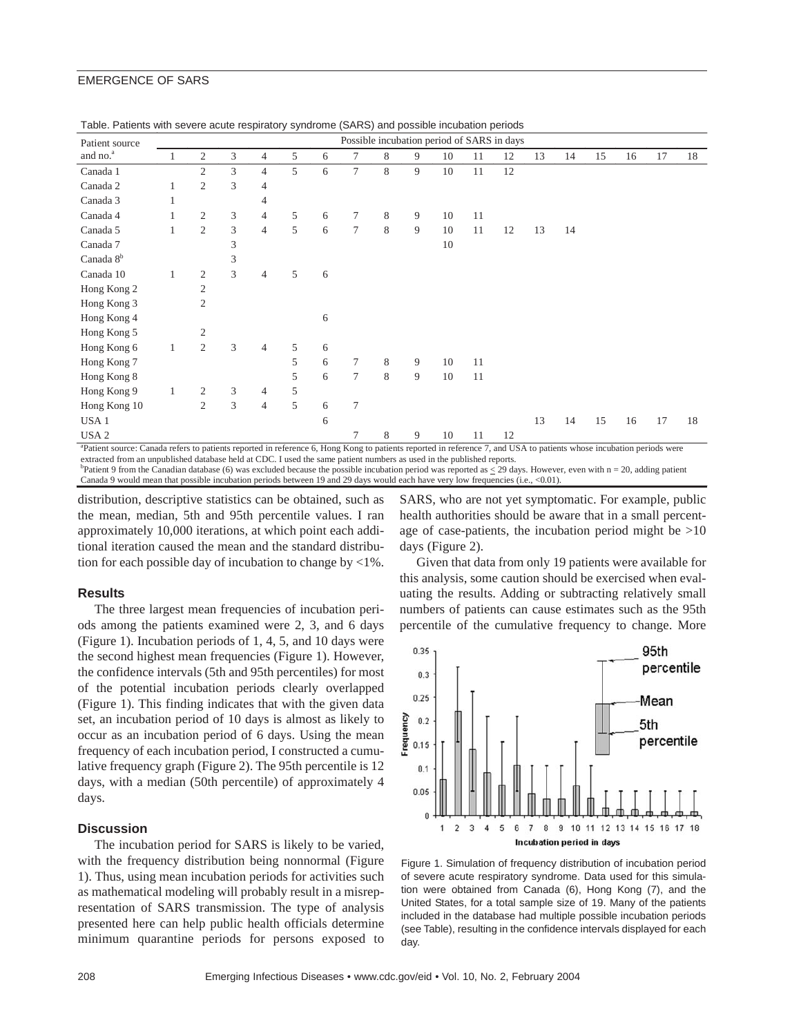Table. Patients with severe acute respiratory syndrome (SARS) and possible incubation periods

| Patient source and no.[a] | Possible incubation period of SARS in days | | | | | | | | | | | | | | | | | |
|---|---|---|---|---|---|---|---|---|---|---|---|---|---|---|---|---|---|---|
| | 1 | 2 | 3 | 4 | 5 | 6 | 7 | 8 | 9 | 10 | 11 | 12 | 13 | 14 | 15 | 16 | 17 | 18 |
| Canada 1 | | 2 | 3 | 4 | 5 | 6 | 7 | 8 | 9 | 10 | 11 | 12 | | | | | | |
| Canada 2 | 1 | 2 | 3 | 4 | | | | | | | | | | | | | | |
| Canada 3 | 1 | | | 4 | | | | | | | | | | | | | | |
| Canada 4 | 1 | 2 | 3 | 4 | 5 | 6 | 7 | 8 | 9 | 10 | 11 | | | | | | | |
| Canada 5 | 1 | 2 | 3 | 4 | 5 | 6 | 7 | 8 | 9 | 10 | 11 | 12 | 13 | 14 | | | | |
| Canada 7 | | | 3 | | | | | | | 10 | | | | | | | | |
| Canada 8[b] | | | 3 | | | | | | | | | | | | | | | |
| Canada 10 | 1 | 2 | 3 | 4 | 5 | 6 | | | | | | | | | | | | |
| Hong Kong 2 | | 2 | | | | | | | | | | | | | | | | |
| Hong Kong 3 | | 2 | | | | | | | | | | | | | | | | |
| Hong Kong 4 | | | | | | 6 | | | | | | | | | | | | |
| Hong Kong 5 | | 2 | | | | | | | | | | | | | | | | |
| Hong Kong 6 | 1 | 2 | 3 | 4 | 5 | 6 | | | | | | | | | | | | |
| Hong Kong 7 | | | | | 5 | 6 | 7 | 8 | 9 | 10 | 11 | | | | | | | |
| Hong Kong 8 | | | | | 5 | 6 | 7 | 8 | 9 | 10 | 11 | | | | | | | |
| Hong Kong 9 | 1 | 2 | 3 | 4 | 5 | | | | | | | | | | | | | |
| Hong Kong 10 | | 2 | 3 | 4 | 5 | 6 | 7 | | | | | | | | | | | |
| USA 1 | | | | | | 6 | | | | | | | 13 | 14 | 15 | 16 | 17 | 18 |
| USA 2 | | | | | | | 7 | 8 | 9 | 10 | 11 | 12 | | | | | | |

[a]Patient source: Canada refers to patients reported in reference 6, Hong Kong to patients reported in reference 7, and USA to patients whose incubation periods were extracted from an unpublished database held at CDC. I used the same patient numbers as used in the published reports.
[b]Patient 9 from the Canadian database (6) was excluded because the possible incubation period was reported as $\leq$ 29 days. However, even with n = 20, adding patient Canada 9 would mean that possible incubation periods between 19 and 29 days would each have very low frequencies (i.e., <0.01).

distribution, descriptive statistics can be obtained, such as the mean, median, 5th and 95th percentile values. I ran approximately 10,000 iterations, at which point each additional iteration caused the mean and the standard distribution for each possible day of incubation to change by <1%.

### Results

The three largest mean frequencies of incubation periods among the patients examined were 2, 3, and 6 days (Figure 1). Incubation periods of 1, 4, 5, and 10 days were the second highest mean frequencies (Figure 1). However, the confidence intervals (5th and 95th percentiles) for most of the potential incubation periods clearly overlapped (Figure 1). This finding indicates that with the given data set, an incubation period of 10 days is almost as likely to occur as an incubation period of 6 days. Using the mean frequency of each incubation period, I constructed a cumulative frequency graph (Figure 2). The 95th percentile is 12 days, with a median (50th percentile) of approximately 4 days.

### Discussion

The incubation period for SARS is likely to be varied, with the frequency distribution being nonnormal (Figure 1). Thus, using mean incubation periods for activities such as mathematical modeling will probably result in a misrepresentation of SARS transmission. The type of analysis presented here can help public health officials determine minimum quarantine periods for persons exposed to SARS, who are not yet symptomatic. For example, public health authorities should be aware that in a small percentage of case-patients, the incubation period might be >10 days (Figure 2).

Given that data from only 19 patients were available for this analysis, some caution should be exercised when evaluating the results. Adding or subtracting relatively small numbers of patients can cause estimates such as the 95th percentile of the cumulative frequency to change. More

Figure 1. Simulation of frequency distribution of incubation period of severe acute respiratory syndrome. Data used for this simulation were obtained from Canada (6), Hong Kong (7), and the United States, for a total sample size of 19. Many of the patients included in the database had multiple possible incubation periods (see Table), resulting in the confidence intervals displayed for each day.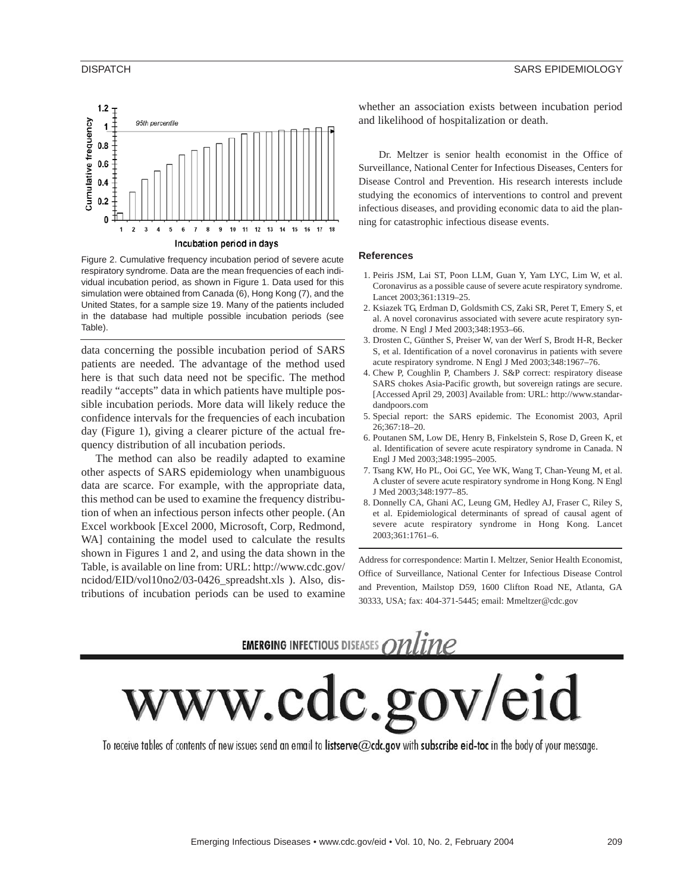1.2
1
0.8
0.6
0.4
0.2
0
95th percentile
Cumulative frequency
1 2 3 4 5 6 7 8 9 10 11 12 13 14 15 16 17 18
Incubation period in days

Figure 2. Cumulative frequency incubation period of severe acute respiratory syndrome. Data are the mean frequencies of each individual incubation period, as shown in Figure 1. Data used for this simulation were obtained from Canada (6), Hong Kong (7), and the United States, for a sample size 19. Many of the patients included in the database had multiple possible incubation periods (see Table).

data concerning the possible incubation period of SARS patients are needed. The advantage of the method used here is that such data need not be specific. The method readily "accepts" data in which patients have multiple possible incubation periods. More data will likely reduce the confidence intervals for the frequencies of each incubation day (Figure 1), giving a clearer picture of the actual frequency distribution of all incubation periods.

The method can also be readily adapted to examine other aspects of SARS epidemiology when unambiguous data are scarce. For example, with the appropriate data, this method can be used to examine the frequency distribution of when an infectious person infects other people. (An Excel workbook [Excel 2000, Microsoft, Corp, Redmond, WA] containing the model used to calculate the results shown in Figures 1 and 2, and using the data shown in the Table, is available on line from: URL: http://www.cdc.gov/ncidod/EID/vol10no2/03-0426_spreadsht.xls ). Also, distributions of incubation periods can be used to examine whether an association exists between incubation period and likelihood of hospitalization or death.

Dr. Meltzer is senior health economist in the Office of Surveillance, National Center for Infectious Diseases, Centers for Disease Control and Prevention. His research interests include studying the economics of interventions to control and prevent infectious diseases, and providing economic data to aid the planning for catastrophic infectious disease events.

## References

1. Peiris JSM, Lai ST, Poon LLM, Guan Y, Yam LYC, Lim W, et al. Coronavirus as a possible cause of severe acute respiratory syndrome. Lancet 2003;361:1319–25.
2. Ksiazek TG, Erdman D, Goldsmith CS, Zaki SR, Peret T, Emery S, et al. A novel coronavirus associated with severe acute respiratory syndrome. N Engl J Med 2003;348:1953–66.
3. Drosten C, Günther S, Preiser W, van der Werf S, Brodt H-R, Becker S, et al. Identification of a novel coronavirus in patients with severe acute respiratory syndrome. N Engl J Med 2003;348:1967–76.
4. Chew P, Coughlin P, Chambers J. S&P correct: respiratory disease SARS chokes Asia-Pacific growth, but sovereign ratings are secure. [Accessed April 29, 2003] Available from: URL: http://www.standardandpoors.com
5. Special report: the SARS epidemic. The Economist 2003, April 26;367:18–20.
6. Poutanen SM, Low DE, Henry B, Finkelstein S, Rose D, Green K, et al. Identification of severe acute respiratory syndrome in Canada. N Engl J Med 2003;348:1995–2005.
7. Tsang KW, Ho PL, Ooi GC, Yee WK, Wang T, Chan-Yeung M, et al. A cluster of severe acute respiratory syndrome in Hong Kong. N Engl J Med 2003;348:1977–85.
8. Donnelly CA, Ghani AC, Leung GM, Hedley AJ, Fraser C, Riley S, et al. Epidemiological determinants of spread of causal agent of severe acute respiratory syndrome in Hong Kong. Lancet 2003;361:1761–6.

Address for correspondence: Martin I. Meltzer, Senior Health Economist, Office of Surveillance, National Center for Infectious Disease Control and Prevention, Mailstop D59, 1600 Clifton Road NE, Atlanta, GA 30333, USA; fax: 404-371-5445; email: Mmeltzer@cdc.gov

EMERGING INFECTIOUS DISEASES *online*

# www.cdc.gov/eid

To receive tables of contents of new issues send an email to **listserve@cdc.gov** with **subscribe eid-toc** in the body of your message.